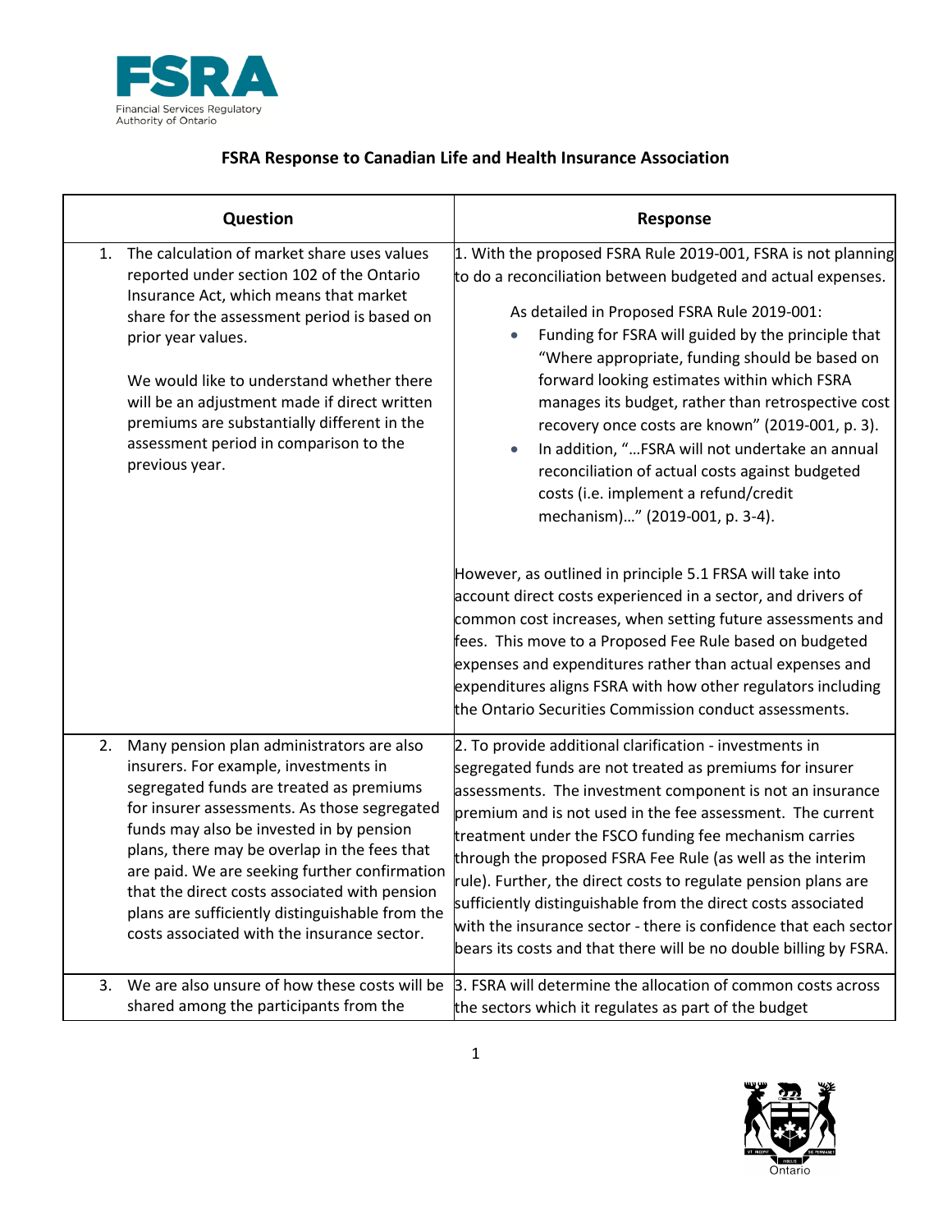**FSRA Response to Canadian Life and Health Insurance Association**

| Question | Response |
|---|---|
| 1. The calculation of market share uses values reported under section 102 of the Ontario Insurance Act, which means that market share for the assessment period is based on prior year values.<br><br>We would like to understand whether there will be an adjustment made if direct written premiums are substantially different in the assessment period in comparison to the previous year. | 1. With the proposed FSRA Rule 2019-001, FSRA is not planning to do a reconciliation between budgeted and actual expenses.<br><br>As detailed in Proposed FSRA Rule 2019-001:<br>• Funding for FSRA will guided by the principle that "Where appropriate, funding should be based on forward looking estimates within which FSRA manages its budget, rather than retrospective cost recovery once costs are known" (2019-001, p. 3).<br>• In addition, "…FSRA will not undertake an annual reconciliation of actual costs against budgeted costs (i.e. implement a refund/credit mechanism)…" (2019-001, p. 3-4).<br><br>However, as outlined in principle 5.1 FRSA will take into account direct costs experienced in a sector, and drivers of common cost increases, when setting future assessments and fees. This move to a Proposed Fee Rule based on budgeted expenses and expenditures rather than actual expenses and expenditures aligns FSRA with how other regulators including the Ontario Securities Commission conduct assessments. |
| 2. Many pension plan administrators are also insurers. For example, investments in segregated funds are treated as premiums for insurer assessments. As those segregated funds may also be invested in by pension plans, there may be overlap in the fees that are paid. We are seeking further confirmation that the direct costs associated with pension plans are sufficiently distinguishable from the costs associated with the insurance sector. | 2. To provide additional clarification - investments in segregated funds are not treated as premiums for insurer assessments. The investment component is not an insurance premium and is not used in the fee assessment. The current treatment under the FSCO funding fee mechanism carries through the proposed FSRA Fee Rule (as well as the interim rule). Further, the direct costs to regulate pension plans are sufficiently distinguishable from the direct costs associated with the insurance sector - there is confidence that each sector bears its costs and that there will be no double billing by FSRA. |
| 3. We are also unsure of how these costs will be shared among the participants from the | 3. FSRA will determine the allocation of common costs across the sectors which it regulates as part of the budget |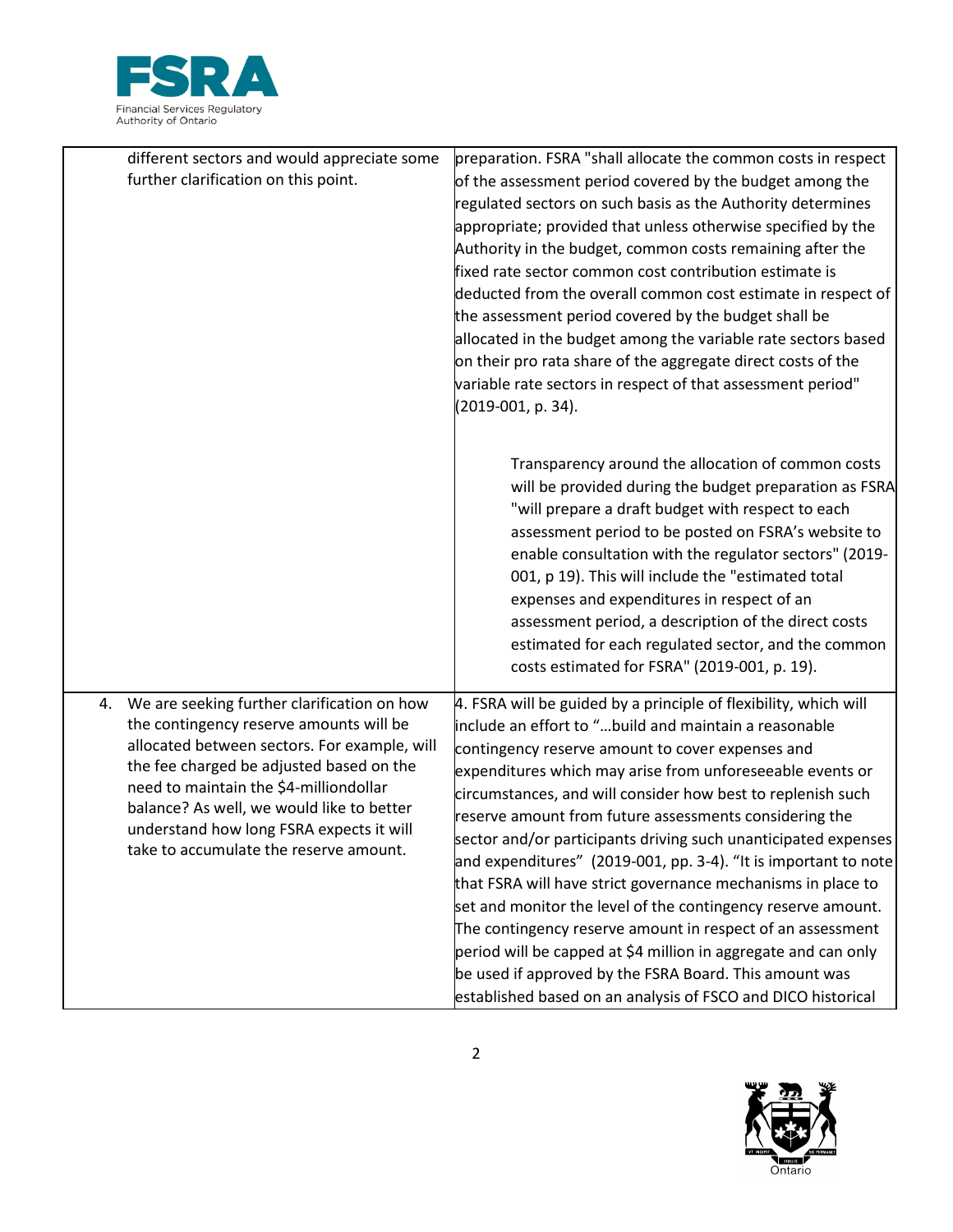| | |
|---|---|
| different sectors and would appreciate some further clarification on this point. | preparation. FSRA "shall allocate the common costs in respect of the assessment period covered by the budget among the regulated sectors on such basis as the Authority determines appropriate; provided that unless otherwise specified by the Authority in the budget, common costs remaining after the fixed rate sector common cost contribution estimate is deducted from the overall common cost estimate in respect of the assessment period covered by the budget shall be allocated in the budget among the variable rate sectors based on their pro rata share of the aggregate direct costs of the variable rate sectors in respect of that assessment period" (2019-001, p. 34).<br><br>Transparency around the allocation of common costs will be provided during the budget preparation as FSRA "will prepare a draft budget with respect to each assessment period to be posted on FSRA's website to enable consultation with the regulator sectors" (2019-001, p 19). This will include the "estimated total expenses and expenditures in respect of an assessment period, a description of the direct costs estimated for each regulated sector, and the common costs estimated for FSRA" (2019-001, p. 19). |
| 4. We are seeking further clarification on how the contingency reserve amounts will be allocated between sectors. For example, will the fee charged be adjusted based on the need to maintain the $4-milliondollar balance? As well, we would like to better understand how long FSRA expects it will take to accumulate the reserve amount. | 4. FSRA will be guided by a principle of flexibility, which will include an effort to "…build and maintain a reasonable contingency reserve amount to cover expenses and expenditures which may arise from unforeseeable events or circumstances, and will consider how best to replenish such reserve amount from future assessments considering the sector and/or participants driving such unanticipated expenses and expenditures" (2019-001, pp. 3-4). "It is important to note that FSRA will have strict governance mechanisms in place to set and monitor the level of the contingency reserve amount. The contingency reserve amount in respect of an assessment period will be capped at $4 million in aggregate and can only be used if approved by the FSRA Board. This amount was established based on an analysis of FSCO and DICO historical |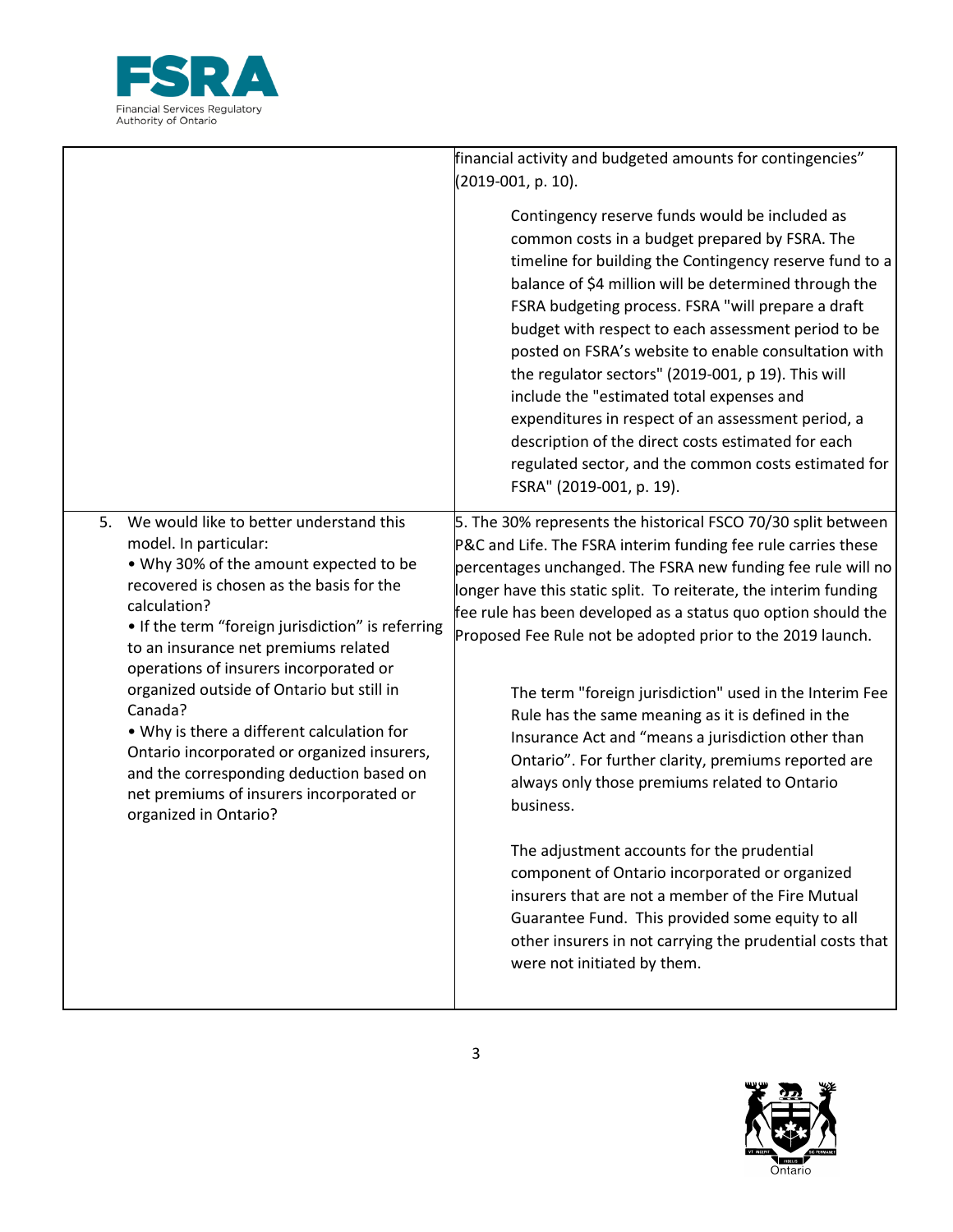| | |
|---|---|
| | financial activity and budgeted amounts for contingencies" (2019-001, p. 10).<br><br>Contingency reserve funds would be included as common costs in a budget prepared by FSRA. The timeline for building the Contingency reserve fund to a balance of $4 million will be determined through the FSRA budgeting process. FSRA "will prepare a draft budget with respect to each assessment period to be posted on FSRA's website to enable consultation with the regulator sectors" (2019-001, p 19). This will include the "estimated total expenses and expenditures in respect of an assessment period, a description of the direct costs estimated for each regulated sector, and the common costs estimated for FSRA" (2019-001, p. 19). |
| 5. We would like to better understand this model. In particular:<br>• Why 30% of the amount expected to be recovered is chosen as the basis for the calculation?<br>• If the term "foreign jurisdiction" is referring to an insurance net premiums related operations of insurers incorporated or organized outside of Ontario but still in Canada?<br>• Why is there a different calculation for Ontario incorporated or organized insurers, and the corresponding deduction based on net premiums of insurers incorporated or organized in Ontario? | 5. The 30% represents the historical FSCO 70/30 split between P&C and Life. The FSRA interim funding fee rule carries these percentages unchanged. The FSRA new funding fee rule will no longer have this static split. To reiterate, the interim funding fee rule has been developed as a status quo option should the Proposed Fee Rule not be adopted prior to the 2019 launch.<br><br>The term "foreign jurisdiction" used in the Interim Fee Rule has the same meaning as it is defined in the Insurance Act and "means a jurisdiction other than Ontario". For further clarity, premiums reported are always only those premiums related to Ontario business.<br><br>The adjustment accounts for the prudential component of Ontario incorporated or organized insurers that are not a member of the Fire Mutual Guarantee Fund. This provided some equity to all other insurers in not carrying the prudential costs that were not initiated by them. |